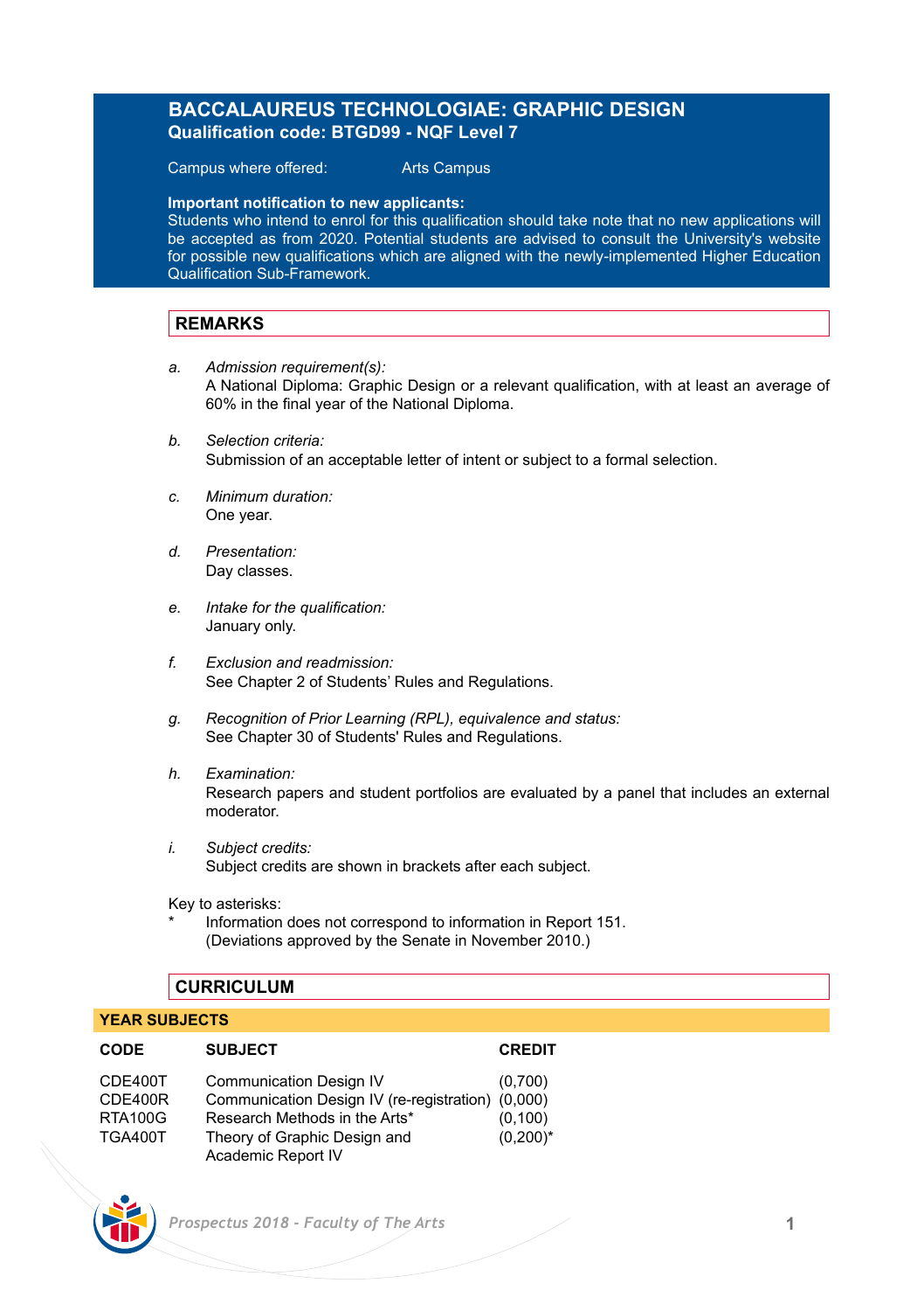# BACCALAUREUS TECHNOLOGIAE: GRAPHIC DESIGN

**Qualification code: BTGD99 - NQF Level 7**

Campus where offered: Arts Campus

**Important notification to new applicants:**
Students who intend to enrol for this qualification should take note that no new applications will be accepted as from 2020. Potential students are advised to consult the University's website for possible new qualifications which are aligned with the newly-implemented Higher Education Qualification Sub-Framework.

## REMARKS

a. *Admission requirement(s):*
A National Diploma: Graphic Design or a relevant qualification, with at least an average of 60% in the final year of the National Diploma.

b. *Selection criteria:*
Submission of an acceptable letter of intent or subject to a formal selection.

c. *Minimum duration:*
One year.

d. *Presentation:*
Day classes.

e. *Intake for the qualification:*
January only.

f. *Exclusion and readmission:*
See Chapter 2 of Students' Rules and Regulations.

g. *Recognition of Prior Learning (RPL), equivalence and status:*
See Chapter 30 of Students' Rules and Regulations.

h. *Examination:*
Research papers and student portfolios are evaluated by a panel that includes an external moderator.

i. *Subject credits:*
Subject credits are shown in brackets after each subject.

Key to asterisks:
\* Information does not correspond to information in Report 151. (Deviations approved by the Senate in November 2010.)

## CURRICULUM

### YEAR SUBJECTS

| CODE | SUBJECT | CREDIT |
|---|---|---|
| CDE400T | Communication Design IV | (0,700) |
| CDE400R | Communication Design IV (re-registration) | (0,000) |
| RTA100G | Research Methods in the Arts* | (0,100) |
| TGA400T | Theory of Graphic Design and Academic Report IV | (0,200)* |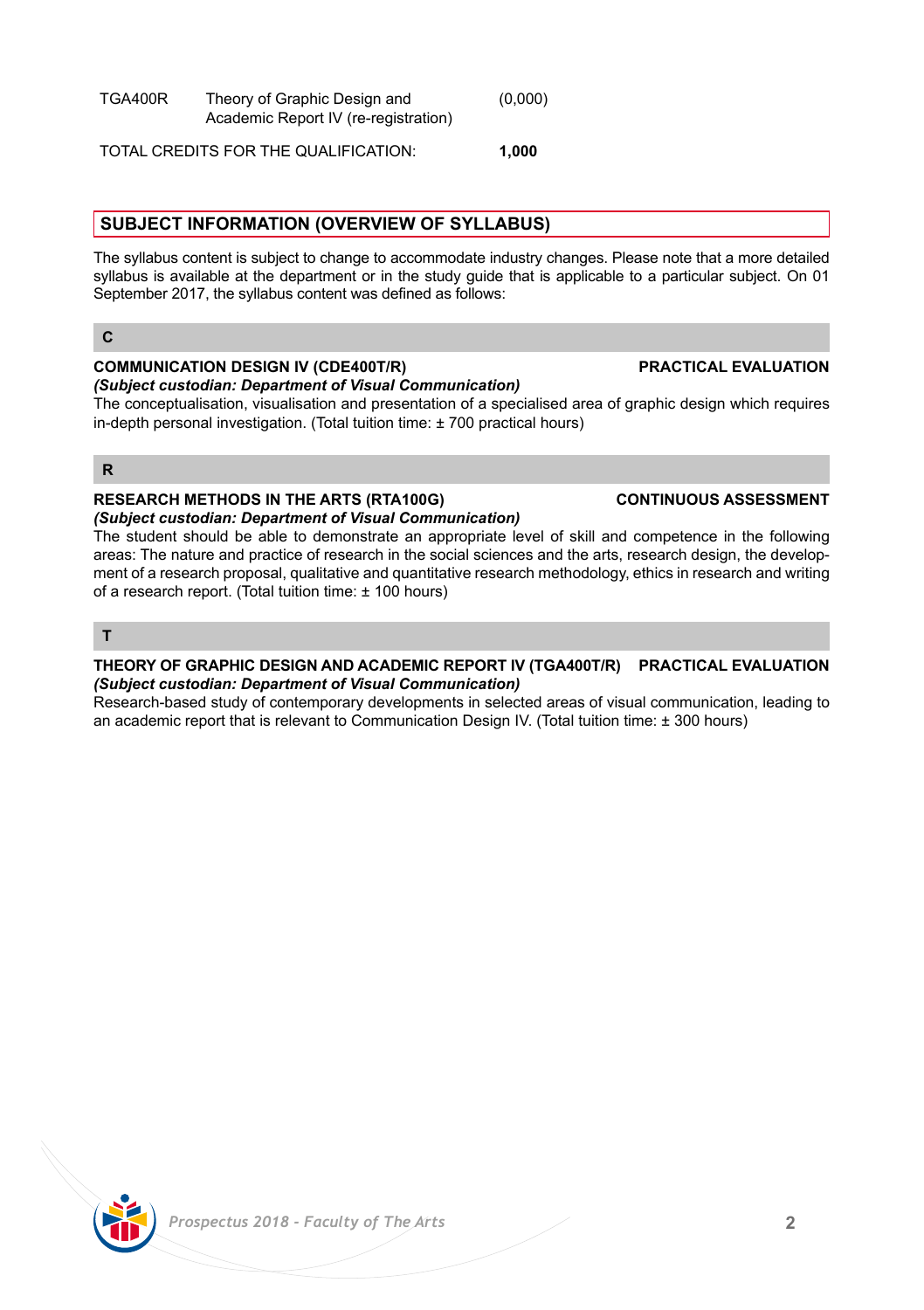| | | |
|---|---|---|
| TGA400R | Theory of Graphic Design and Academic Report IV (re-registration) | (0,000) |
| TOTAL CREDITS FOR THE QUALIFICATION: | | **1,000** |

## SUBJECT INFORMATION (OVERVIEW OF SYLLABUS)

The syllabus content is subject to change to accommodate industry changes. Please note that a more detailed syllabus is available at the department or in the study guide that is applicable to a particular subject. On 01 September 2017, the syllabus content was defined as follows:

### C

**COMMUNICATION DESIGN IV (CDE400T/R)** **PRACTICAL EVALUATION**
***(Subject custodian: Department of Visual Communication)***
The conceptualisation, visualisation and presentation of a specialised area of graphic design which requires in-depth personal investigation. (Total tuition time: ± 700 practical hours)

### R

**RESEARCH METHODS IN THE ARTS (RTA100G)** **CONTINUOUS ASSESSMENT**
***(Subject custodian: Department of Visual Communication)***
The student should be able to demonstrate an appropriate level of skill and competence in the following areas: The nature and practice of research in the social sciences and the arts, research design, the development of a research proposal, qualitative and quantitative research methodology, ethics in research and writing of a research report. (Total tuition time: ± 100 hours)

### T

**THEORY OF GRAPHIC DESIGN AND ACADEMIC REPORT IV (TGA400T/R)** **PRACTICAL EVALUATION**
***(Subject custodian: Department of Visual Communication)***
Research-based study of contemporary developments in selected areas of visual communication, leading to an academic report that is relevant to Communication Design IV. (Total tuition time: ± 300 hours)